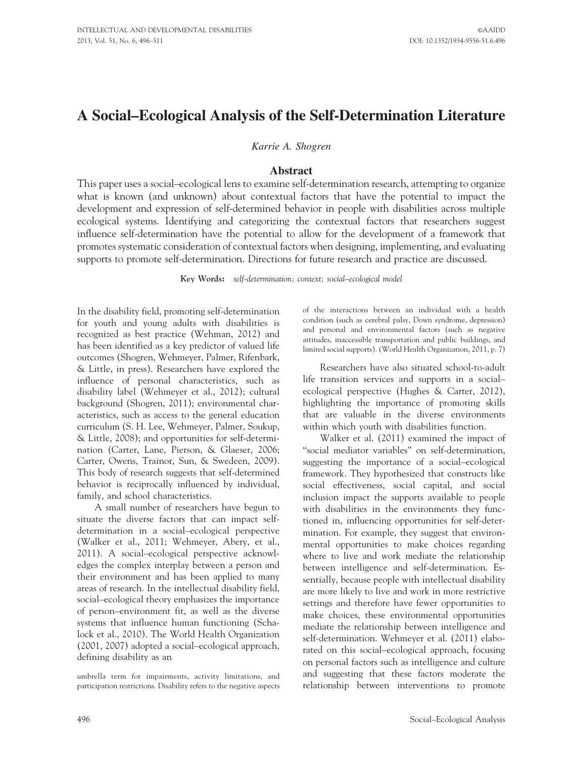# A Social–Ecological Analysis of the Self-Determination Literature

*Karrie A. Shogren*

## Abstract

This paper uses a social–ecological lens to examine self-determination research, attempting to organize what is known (and unknown) about contextual factors that have the potential to impact the development and expression of self-determined behavior in people with disabilities across multiple ecological systems. Identifying and categorizing the contextual factors that researchers suggest influence self-determination have the potential to allow for the development of a framework that promotes systematic consideration of contextual factors when designing, implementing, and evaluating supports to promote self-determination. Directions for future research and practice are discussed.

**Key Words:** *self-determination; context; social–ecological model*

In the disability field, promoting self-determination for youth and young adults with disabilities is recognized as best practice (Wehman, 2012) and has been identified as a key predictor of valued life outcomes (Shogren, Wehmeyer, Palmer, Rifenbark, & Little, in press). Researchers have explored the influence of personal characteristics, such as disability label (Wehmeyer et al., 2012); cultural background (Shogren, 2011); environmental characteristics, such as access to the general education curriculum (S. H. Lee, Wehmeyer, Palmer, Soukup, & Little, 2008); and opportunities for self-determination (Carter, Lane, Pierson, & Glaeser, 2006; Carter, Owens, Trainor, Sun, & Swedeen, 2009). This body of research suggests that self-determined behavior is reciprocally influenced by individual, family, and school characteristics.

A small number of researchers have begun to situate the diverse factors that can impact self-determination in a social–ecological perspective (Walker et al., 2011; Wehmeyer, Abery, et al., 2011). A social–ecological perspective acknowledges the complex interplay between a person and their environment and has been applied to many areas of research. In the intellectual disability field, social–ecological theory emphasizes the importance of person–environment fit, as well as the diverse systems that influence human functioning (Schalock et al., 2010). The World Health Organization (2001, 2007) adopted a social–ecological approach, defining disability as an

> umbrella term for impairments, activity limitations, and participation restrictions. Disability refers to the negative aspects of the interactions between an individual with a health condition (such as cerebral palsy, Down syndrome, depression) and personal and environmental factors (such as negative attitudes, inaccessible transportation and public buildings, and limited social supports). (World Health Organization, 2011, p. 7)

Researchers have also situated school-to-adult life transition services and supports in a social–ecological perspective (Hughes & Carter, 2012), highlighting the importance of promoting skills that are valuable in the diverse environments within which youth with disabilities function.

Walker et al. (2011) examined the impact of "social mediator variables" on self-determination, suggesting the importance of a social–ecological framework. They hypothesized that constructs like social effectiveness, social capital, and social inclusion impact the supports available to people with disabilities in the environments they functioned in, influencing opportunities for self-determination. For example, they suggest that environmental opportunities to make choices regarding where to live and work mediate the relationship between intelligence and self-determination. Essentially, because people with intellectual disability are more likely to live and work in more restrictive settings and therefore have fewer opportunities to make choices, these environmental opportunities mediate the relationship between intelligence and self-determination. Wehmeyer et al. (2011) elaborated on this social–ecological approach, focusing on personal factors such as intelligence and culture and suggesting that these factors moderate the relationship between interventions to promote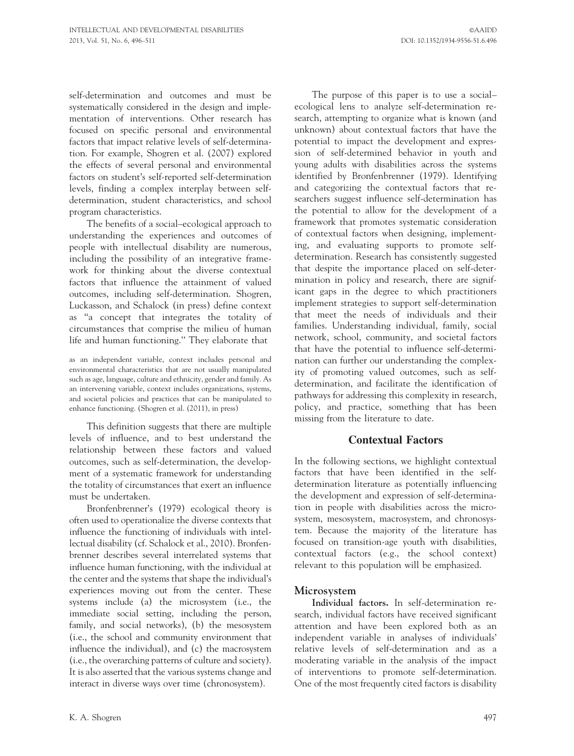self-determination and outcomes and must be systematically considered in the design and implementation of interventions. Other research has focused on specific personal and environmental factors that impact relative levels of self-determination. For example, Shogren et al. (2007) explored the effects of several personal and environmental factors on student's self-reported self-determination levels, finding a complex interplay between self-determination, student characteristics, and school program characteristics.

The benefits of a social–ecological approach to understanding the experiences and outcomes of people with intellectual disability are numerous, including the possibility of an integrative framework for thinking about the diverse contextual factors that influence the attainment of valued outcomes, including self-determination. Shogren, Luckasson, and Schalock (in press) define context as "a concept that integrates the totality of circumstances that comprise the milieu of human life and human functioning." They elaborate that

> as an independent variable, context includes personal and environmental characteristics that are not usually manipulated such as age, language, culture and ethnicity, gender and family. As an intervening variable, context includes organizations, systems, and societal policies and practices that can be manipulated to enhance functioning. (Shogren et al. (2011), in press)

This definition suggests that there are multiple levels of influence, and to best understand the relationship between these factors and valued outcomes, such as self-determination, the development of a systematic framework for understanding the totality of circumstances that exert an influence must be undertaken.

Bronfenbrenner's (1979) ecological theory is often used to operationalize the diverse contexts that influence the functioning of individuals with intellectual disability (cf. Schalock et al., 2010). Bronfenbrenner describes several interrelated systems that influence human functioning, with the individual at the center and the systems that shape the individual's experiences moving out from the center. These systems include (a) the microsystem (i.e., the immediate social setting, including the person, family, and social networks), (b) the mesosystem (i.e., the school and community environment that influence the individual), and (c) the macrosystem (i.e., the overarching patterns of culture and society). It is also asserted that the various systems change and interact in diverse ways over time (chronosystem).

The purpose of this paper is to use a social–ecological lens to analyze self-determination research, attempting to organize what is known (and unknown) about contextual factors that have the potential to impact the development and expression of self-determined behavior in youth and young adults with disabilities across the systems identified by Bronfenbrenner (1979). Identifying and categorizing the contextual factors that researchers suggest influence self-determination has the potential to allow for the development of a framework that promotes systematic consideration of contextual factors when designing, implementing, and evaluating supports to promote self-determination. Research has consistently suggested that despite the importance placed on self-determination in policy and research, there are significant gaps in the degree to which practitioners implement strategies to support self-determination that meet the needs of individuals and their families. Understanding individual, family, social network, school, community, and societal factors that have the potential to influence self-determination can further our understanding the complexity of promoting valued outcomes, such as self-determination, and facilitate the identification of pathways for addressing this complexity in research, policy, and practice, something that has been missing from the literature to date.

## Contextual Factors

In the following sections, we highlight contextual factors that have been identified in the self-determination literature as potentially influencing the development and expression of self-determination in people with disabilities across the microsystem, mesosystem, macrosystem, and chronosystem. Because the majority of the literature has focused on transition-age youth with disabilities, contextual factors (e.g., the school context) relevant to this population will be emphasized.

### Microsystem

**Individual factors.** In self-determination research, individual factors have received significant attention and have been explored both as an independent variable in analyses of individuals' relative levels of self-determination and as a moderating variable in the analysis of the impact of interventions to promote self-determination. One of the most frequently cited factors is disability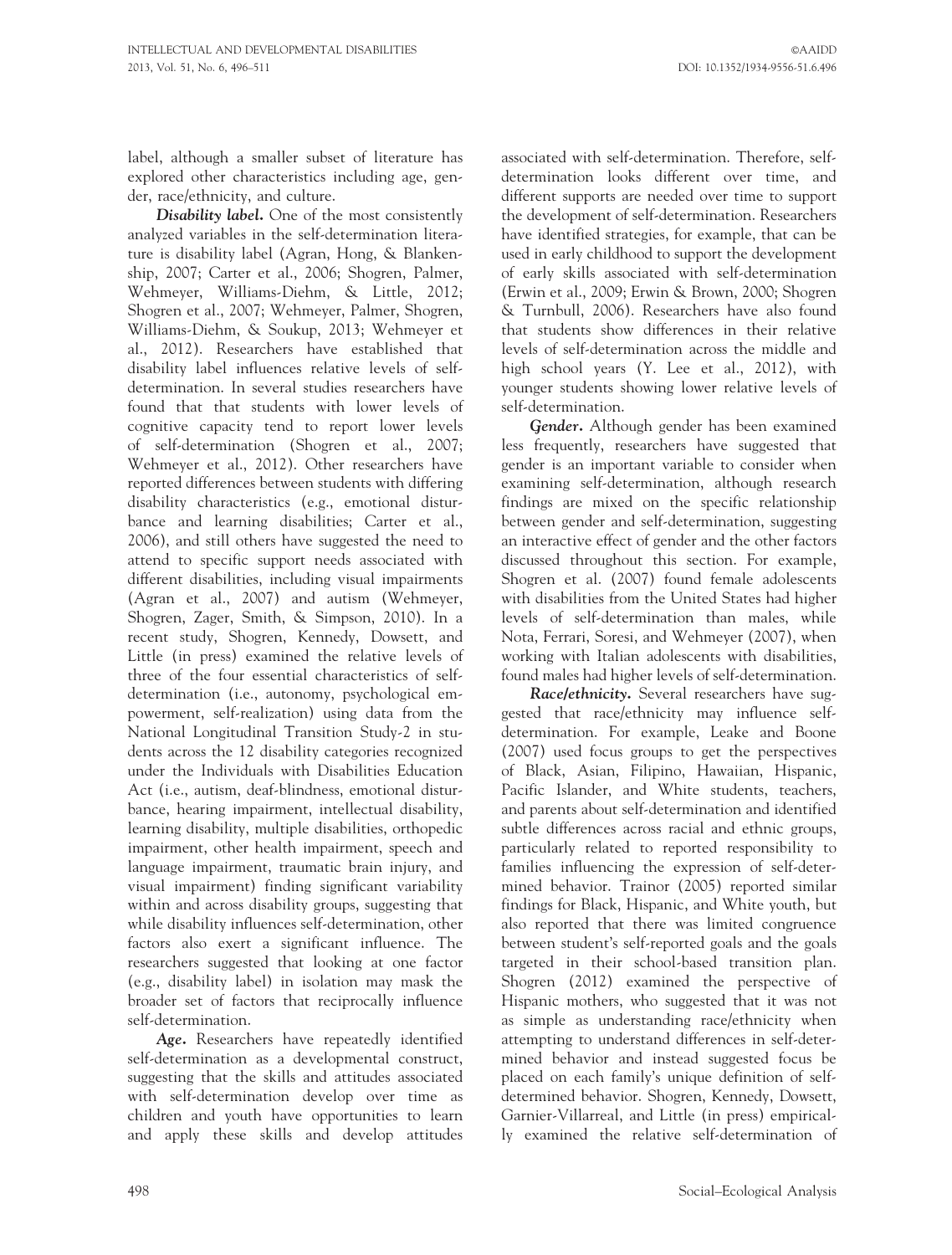label, although a smaller subset of literature has explored other characteristics including age, gender, race/ethnicity, and culture.

***Disability label.*** One of the most consistently analyzed variables in the self-determination literature is disability label (Agran, Hong, & Blankenship, 2007; Carter et al., 2006; Shogren, Palmer, Wehmeyer, Williams-Diehm, & Little, 2012; Shogren et al., 2007; Wehmeyer, Palmer, Shogren, Williams-Diehm, & Soukup, 2013; Wehmeyer et al., 2012). Researchers have established that disability label influences relative levels of self-determination. In several studies researchers have found that that students with lower levels of cognitive capacity tend to report lower levels of self-determination (Shogren et al., 2007; Wehmeyer et al., 2012). Other researchers have reported differences between students with differing disability characteristics (e.g., emotional disturbance and learning disabilities; Carter et al., 2006), and still others have suggested the need to attend to specific support needs associated with different disabilities, including visual impairments (Agran et al., 2007) and autism (Wehmeyer, Shogren, Zager, Smith, & Simpson, 2010). In a recent study, Shogren, Kennedy, Dowsett, and Little (in press) examined the relative levels of three of the four essential characteristics of self-determination (i.e., autonomy, psychological empowerment, self-realization) using data from the National Longitudinal Transition Study-2 in students across the 12 disability categories recognized under the Individuals with Disabilities Education Act (i.e., autism, deaf-blindness, emotional disturbance, hearing impairment, intellectual disability, learning disability, multiple disabilities, orthopedic impairment, other health impairment, speech and language impairment, traumatic brain injury, and visual impairment) finding significant variability within and across disability groups, suggesting that while disability influences self-determination, other factors also exert a significant influence. The researchers suggested that looking at one factor (e.g., disability label) in isolation may mask the broader set of factors that reciprocally influence self-determination.

***Age.*** Researchers have repeatedly identified self-determination as a developmental construct, suggesting that the skills and attitudes associated with self-determination develop over time as children and youth have opportunities to learn and apply these skills and develop attitudes associated with self-determination. Therefore, self-determination looks different over time, and different supports are needed over time to support the development of self-determination. Researchers have identified strategies, for example, that can be used in early childhood to support the development of early skills associated with self-determination (Erwin et al., 2009; Erwin & Brown, 2000; Shogren & Turnbull, 2006). Researchers have also found that students show differences in their relative levels of self-determination across the middle and high school years (Y. Lee et al., 2012), with younger students showing lower relative levels of self-determination.

***Gender.*** Although gender has been examined less frequently, researchers have suggested that gender is an important variable to consider when examining self-determination, although research findings are mixed on the specific relationship between gender and self-determination, suggesting an interactive effect of gender and the other factors discussed throughout this section. For example, Shogren et al. (2007) found female adolescents with disabilities from the United States had higher levels of self-determination than males, while Nota, Ferrari, Soresi, and Wehmeyer (2007), when working with Italian adolescents with disabilities, found males had higher levels of self-determination.

***Race/ethnicity.*** Several researchers have suggested that race/ethnicity may influence self-determination. For example, Leake and Boone (2007) used focus groups to get the perspectives of Black, Asian, Filipino, Hawaiian, Hispanic, Pacific Islander, and White students, teachers, and parents about self-determination and identified subtle differences across racial and ethnic groups, particularly related to reported responsibility to families influencing the expression of self-determined behavior. Trainor (2005) reported similar findings for Black, Hispanic, and White youth, but also reported that there was limited congruence between student's self-reported goals and the goals targeted in their school-based transition plan. Shogren (2012) examined the perspective of Hispanic mothers, who suggested that it was not as simple as understanding race/ethnicity when attempting to understand differences in self-determined behavior and instead suggested focus be placed on each family's unique definition of self-determined behavior. Shogren, Kennedy, Dowsett, Garnier-Villarreal, and Little (in press) empirically examined the relative self-determination of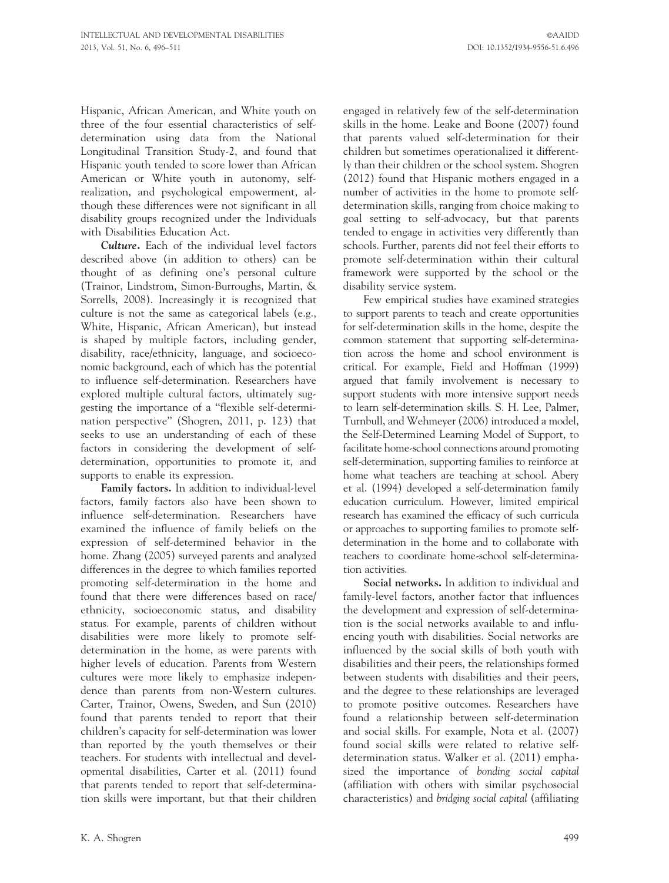Hispanic, African American, and White youth on three of the four essential characteristics of self-determination using data from the National Longitudinal Transition Study-2, and found that Hispanic youth tended to score lower than African American or White youth in autonomy, self-realization, and psychological empowerment, although these differences were not significant in all disability groups recognized under the Individuals with Disabilities Education Act.

***Culture.*** Each of the individual level factors described above (in addition to others) can be thought of as defining one's personal culture (Trainor, Lindstrom, Simon-Burroughs, Martin, & Sorrells, 2008). Increasingly it is recognized that culture is not the same as categorical labels (e.g., White, Hispanic, African American), but instead is shaped by multiple factors, including gender, disability, race/ethnicity, language, and socioeconomic background, each of which has the potential to influence self-determination. Researchers have explored multiple cultural factors, ultimately suggesting the importance of a "flexible self-determination perspective" (Shogren, 2011, p. 123) that seeks to use an understanding of each of these factors in considering the development of self-determination, opportunities to promote it, and supports to enable its expression.

**Family factors.** In addition to individual-level factors, family factors also have been shown to influence self-determination. Researchers have examined the influence of family beliefs on the expression of self-determined behavior in the home. Zhang (2005) surveyed parents and analyzed differences in the degree to which families reported promoting self-determination in the home and found that there were differences based on race/ethnicity, socioeconomic status, and disability status. For example, parents of children without disabilities were more likely to promote self-determination in the home, as were parents with higher levels of education. Parents from Western cultures were more likely to emphasize independence than parents from non-Western cultures. Carter, Trainor, Owens, Sweden, and Sun (2010) found that parents tended to report that their children's capacity for self-determination was lower than reported by the youth themselves or their teachers. For students with intellectual and developmental disabilities, Carter et al. (2011) found that parents tended to report that self-determination skills were important, but that their children engaged in relatively few of the self-determination skills in the home. Leake and Boone (2007) found that parents valued self-determination for their children but sometimes operationalized it differently than their children or the school system. Shogren (2012) found that Hispanic mothers engaged in a number of activities in the home to promote self-determination skills, ranging from choice making to goal setting to self-advocacy, but that parents tended to engage in activities very differently than schools. Further, parents did not feel their efforts to promote self-determination within their cultural framework were supported by the school or the disability service system.

Few empirical studies have examined strategies to support parents to teach and create opportunities for self-determination skills in the home, despite the common statement that supporting self-determination across the home and school environment is critical. For example, Field and Hoffman (1999) argued that family involvement is necessary to support students with more intensive support needs to learn self-determination skills. S. H. Lee, Palmer, Turnbull, and Wehmeyer (2006) introduced a model, the Self-Determined Learning Model of Support, to facilitate home-school connections around promoting self-determination, supporting families to reinforce at home what teachers are teaching at school. Abery et al. (1994) developed a self-determination family education curriculum. However, limited empirical research has examined the efficacy of such curricula or approaches to supporting families to promote self-determination in the home and to collaborate with teachers to coordinate home-school self-determination activities.

**Social networks.** In addition to individual and family-level factors, another factor that influences the development and expression of self-determination is the social networks available to and influencing youth with disabilities. Social networks are influenced by the social skills of both youth with disabilities and their peers, the relationships formed between students with disabilities and their peers, and the degree to these relationships are leveraged to promote positive outcomes. Researchers have found a relationship between self-determination and social skills. For example, Nota et al. (2007) found social skills were related to relative self-determination status. Walker et al. (2011) emphasized the importance of *bonding social capital* (affiliation with others with similar psychosocial characteristics) and *bridging social capital* (affiliating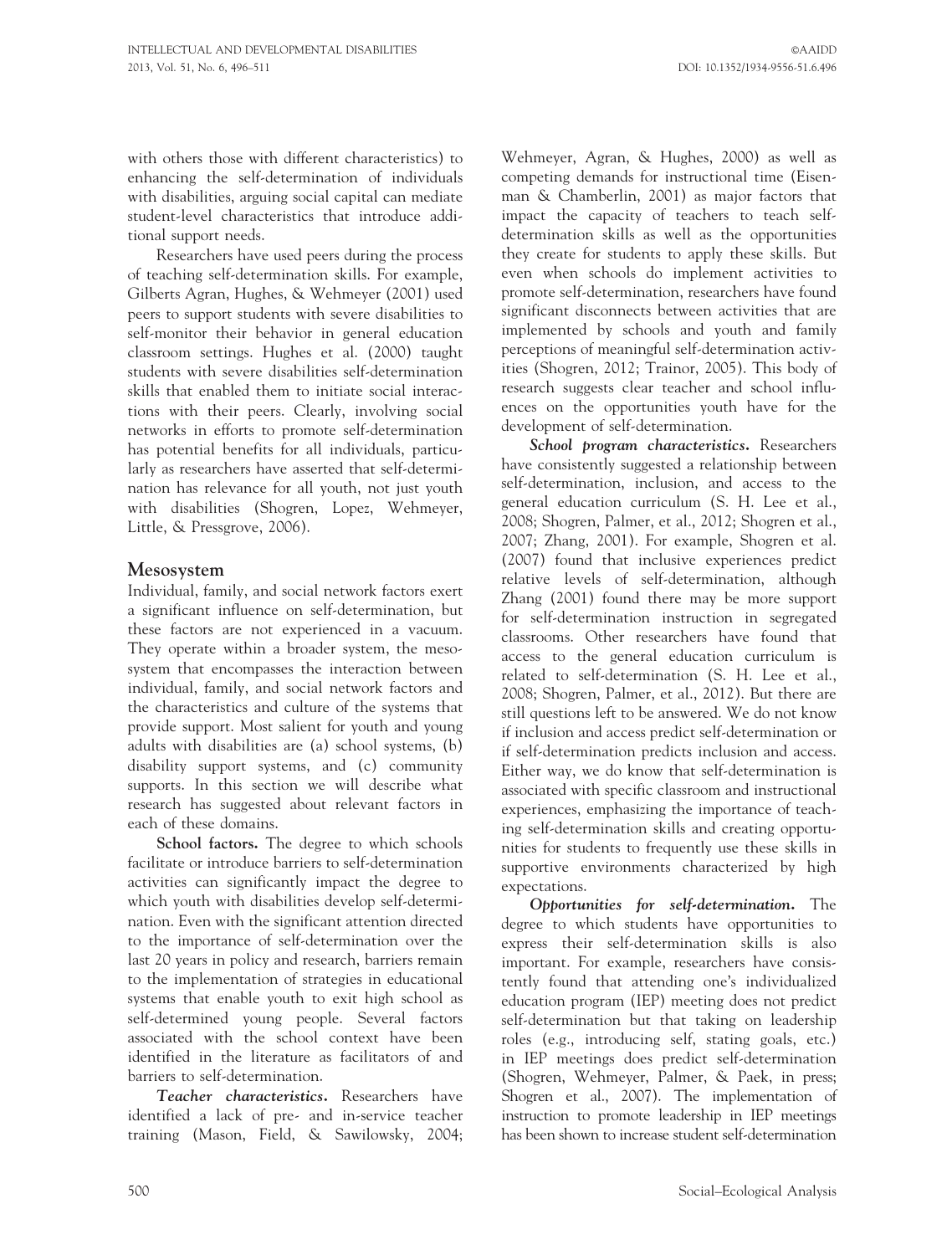with others those with different characteristics) to enhancing the self-determination of individuals with disabilities, arguing social capital can mediate student-level characteristics that introduce additional support needs.

Researchers have used peers during the process of teaching self-determination skills. For example, Gilberts Agran, Hughes, & Wehmeyer (2001) used peers to support students with severe disabilities to self-monitor their behavior in general education classroom settings. Hughes et al. (2000) taught students with severe disabilities self-determination skills that enabled them to initiate social interactions with their peers. Clearly, involving social networks in efforts to promote self-determination has potential benefits for all individuals, particularly as researchers have asserted that self-determination has relevance for all youth, not just youth with disabilities (Shogren, Lopez, Wehmeyer, Little, & Pressgrove, 2006).

## Mesosystem

Individual, family, and social network factors exert a significant influence on self-determination, but these factors are not experienced in a vacuum. They operate within a broader system, the mesosystem that encompasses the interaction between individual, family, and social network factors and the characteristics and culture of the systems that provide support. Most salient for youth and young adults with disabilities are (a) school systems, (b) disability support systems, and (c) community supports. In this section we will describe what research has suggested about relevant factors in each of these domains.

**School factors.** The degree to which schools facilitate or introduce barriers to self-determination activities can significantly impact the degree to which youth with disabilities develop self-determination. Even with the significant attention directed to the importance of self-determination over the last 20 years in policy and research, barriers remain to the implementation of strategies in educational systems that enable youth to exit high school as self-determined young people. Several factors associated with the school context have been identified in the literature as facilitators of and barriers to self-determination.

***Teacher characteristics.*** Researchers have identified a lack of pre- and in-service teacher training (Mason, Field, & Sawilowsky, 2004; Wehmeyer, Agran, & Hughes, 2000) as well as competing demands for instructional time (Eisenman & Chamberlin, 2001) as major factors that impact the capacity of teachers to teach self-determination skills as well as the opportunities they create for students to apply these skills. But even when schools do implement activities to promote self-determination, researchers have found significant disconnects between activities that are implemented by schools and youth and family perceptions of meaningful self-determination activities (Shogren, 2012; Trainor, 2005). This body of research suggests clear teacher and school influences on the opportunities youth have for the development of self-determination.

***School program characteristics.*** Researchers have consistently suggested a relationship between self-determination, inclusion, and access to the general education curriculum (S. H. Lee et al., 2008; Shogren, Palmer, et al., 2012; Shogren et al., 2007; Zhang, 2001). For example, Shogren et al. (2007) found that inclusive experiences predict relative levels of self-determination, although Zhang (2001) found there may be more support for self-determination instruction in segregated classrooms. Other researchers have found that access to the general education curriculum is related to self-determination (S. H. Lee et al., 2008; Shogren, Palmer, et al., 2012). But there are still questions left to be answered. We do not know if inclusion and access predict self-determination or if self-determination predicts inclusion and access. Either way, we do know that self-determination is associated with specific classroom and instructional experiences, emphasizing the importance of teaching self-determination skills and creating opportunities for students to frequently use these skills in supportive environments characterized by high expectations.

***Opportunities for self-determination.*** The degree to which students have opportunities to express their self-determination skills is also important. For example, researchers have consistently found that attending one's individualized education program (IEP) meeting does not predict self-determination but that taking on leadership roles (e.g., introducing self, stating goals, etc.) in IEP meetings does predict self-determination (Shogren, Wehmeyer, Palmer, & Paek, in press; Shogren et al., 2007). The implementation of instruction to promote leadership in IEP meetings has been shown to increase student self-determination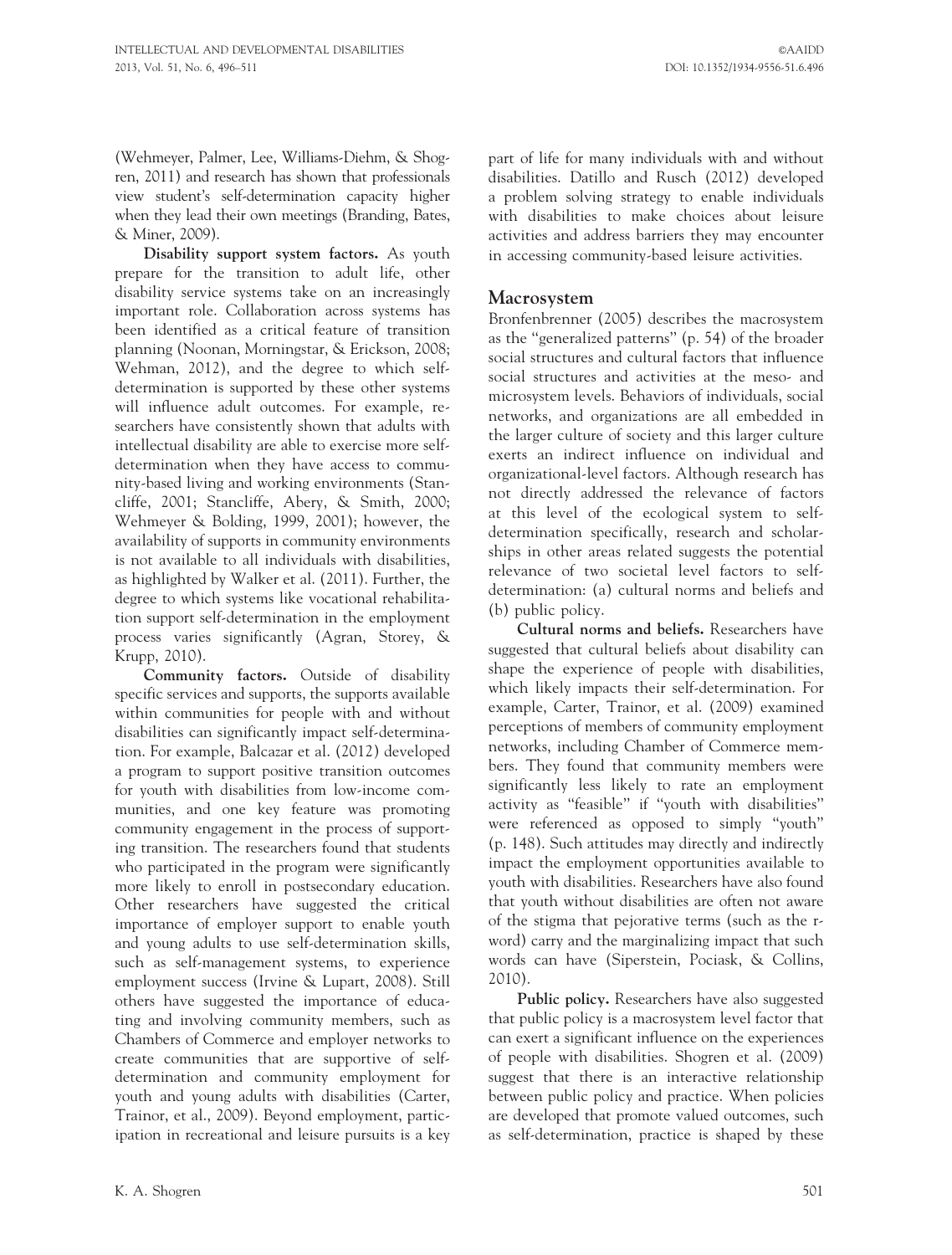(Wehmeyer, Palmer, Lee, Williams-Diehm, & Shogren, 2011) and research has shown that professionals view student's self-determination capacity higher when they lead their own meetings (Branding, Bates, & Miner, 2009).

**Disability support system factors.** As youth prepare for the transition to adult life, other disability service systems take on an increasingly important role. Collaboration across systems has been identified as a critical feature of transition planning (Noonan, Morningstar, & Erickson, 2008; Wehman, 2012), and the degree to which self-determination is supported by these other systems will influence adult outcomes. For example, researchers have consistently shown that adults with intellectual disability are able to exercise more self-determination when they have access to community-based living and working environments (Stancliffe, 2001; Stancliffe, Abery, & Smith, 2000; Wehmeyer & Bolding, 1999, 2001); however, the availability of supports in community environments is not available to all individuals with disabilities, as highlighted by Walker et al. (2011). Further, the degree to which systems like vocational rehabilitation support self-determination in the employment process varies significantly (Agran, Storey, & Krupp, 2010).

**Community factors.** Outside of disability specific services and supports, the supports available within communities for people with and without disabilities can significantly impact self-determination. For example, Balcazar et al. (2012) developed a program to support positive transition outcomes for youth with disabilities from low-income communities, and one key feature was promoting community engagement in the process of supporting transition. The researchers found that students who participated in the program were significantly more likely to enroll in postsecondary education. Other researchers have suggested the critical importance of employer support to enable youth and young adults to use self-determination skills, such as self-management systems, to experience employment success (Irvine & Lupart, 2008). Still others have suggested the importance of educating and involving community members, such as Chambers of Commerce and employer networks to create communities that are supportive of self-determination and community employment for youth and young adults with disabilities (Carter, Trainor, et al., 2009). Beyond employment, participation in recreational and leisure pursuits is a key part of life for many individuals with and without disabilities. Datillo and Rusch (2012) developed a problem solving strategy to enable individuals with disabilities to make choices about leisure activities and address barriers they may encounter in accessing community-based leisure activities.

## Macrosystem

Bronfenbrenner (2005) describes the macrosystem as the "generalized patterns" (p. 54) of the broader social structures and cultural factors that influence social structures and activities at the meso- and microsystem levels. Behaviors of individuals, social networks, and organizations are all embedded in the larger culture of society and this larger culture exerts an indirect influence on individual and organizational-level factors. Although research has not directly addressed the relevance of factors at this level of the ecological system to self-determination specifically, research and scholarships in other areas related suggests the potential relevance of two societal level factors to self-determination: (a) cultural norms and beliefs and (b) public policy.

**Cultural norms and beliefs.** Researchers have suggested that cultural beliefs about disability can shape the experience of people with disabilities, which likely impacts their self-determination. For example, Carter, Trainor, et al. (2009) examined perceptions of members of community employment networks, including Chamber of Commerce members. They found that community members were significantly less likely to rate an employment activity as "feasible" if "youth with disabilities" were referenced as opposed to simply "youth" (p. 148). Such attitudes may directly and indirectly impact the employment opportunities available to youth with disabilities. Researchers have also found that youth without disabilities are often not aware of the stigma that pejorative terms (such as the r-word) carry and the marginalizing impact that such words can have (Siperstein, Pociask, & Collins, 2010).

**Public policy.** Researchers have also suggested that public policy is a macrosystem level factor that can exert a significant influence on the experiences of people with disabilities. Shogren et al. (2009) suggest that there is an interactive relationship between public policy and practice. When policies are developed that promote valued outcomes, such as self-determination, practice is shaped by these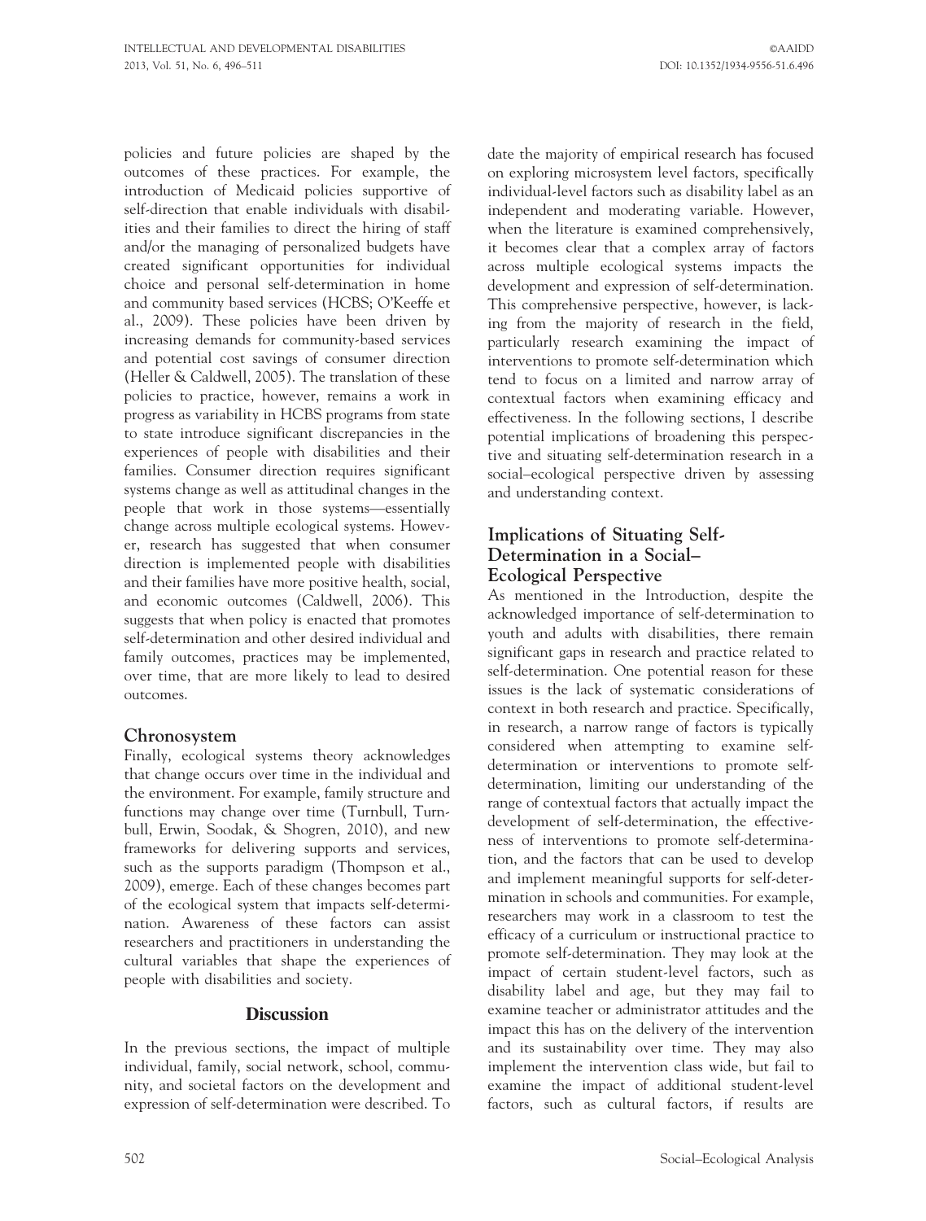policies and future policies are shaped by the outcomes of these practices. For example, the introduction of Medicaid policies supportive of self-direction that enable individuals with disabilities and their families to direct the hiring of staff and/or the managing of personalized budgets have created significant opportunities for individual choice and personal self-determination in home and community based services (HCBS; O'Keeffe et al., 2009). These policies have been driven by increasing demands for community-based services and potential cost savings of consumer direction (Heller & Caldwell, 2005). The translation of these policies to practice, however, remains a work in progress as variability in HCBS programs from state to state introduce significant discrepancies in the experiences of people with disabilities and their families. Consumer direction requires significant systems change as well as attitudinal changes in the people that work in those systems—essentially change across multiple ecological systems. However, research has suggested that when consumer direction is implemented people with disabilities and their families have more positive health, social, and economic outcomes (Caldwell, 2006). This suggests that when policy is enacted that promotes self-determination and other desired individual and family outcomes, practices may be implemented, over time, that are more likely to lead to desired outcomes.

### Chronosystem

Finally, ecological systems theory acknowledges that change occurs over time in the individual and the environment. For example, family structure and functions may change over time (Turnbull, Turnbull, Erwin, Soodak, & Shogren, 2010), and new frameworks for delivering supports and services, such as the supports paradigm (Thompson et al., 2009), emerge. Each of these changes becomes part of the ecological system that impacts self-determination. Awareness of these factors can assist researchers and practitioners in understanding the cultural variables that shape the experiences of people with disabilities and society.

## Discussion

In the previous sections, the impact of multiple individual, family, social network, school, community, and societal factors on the development and expression of self-determination were described. To date the majority of empirical research has focused on exploring microsystem level factors, specifically individual-level factors such as disability label as an independent and moderating variable. However, when the literature is examined comprehensively, it becomes clear that a complex array of factors across multiple ecological systems impacts the development and expression of self-determination. This comprehensive perspective, however, is lacking from the majority of research in the field, particularly research examining the impact of interventions to promote self-determination which tend to focus on a limited and narrow array of contextual factors when examining efficacy and effectiveness. In the following sections, I describe potential implications of broadening this perspective and situating self-determination research in a social–ecological perspective driven by assessing and understanding context.

### Implications of Situating Self-Determination in a Social–Ecological Perspective

As mentioned in the Introduction, despite the acknowledged importance of self-determination to youth and adults with disabilities, there remain significant gaps in research and practice related to self-determination. One potential reason for these issues is the lack of systematic considerations of context in both research and practice. Specifically, in research, a narrow range of factors is typically considered when attempting to examine self-determination or interventions to promote self-determination, limiting our understanding of the range of contextual factors that actually impact the development of self-determination, the effectiveness of interventions to promote self-determination, and the factors that can be used to develop and implement meaningful supports for self-determination in schools and communities. For example, researchers may work in a classroom to test the efficacy of a curriculum or instructional practice to promote self-determination. They may look at the impact of certain student-level factors, such as disability label and age, but they may fail to examine teacher or administrator attitudes and the impact this has on the delivery of the intervention and its sustainability over time. They may also implement the intervention class wide, but fail to examine the impact of additional student-level factors, such as cultural factors, if results are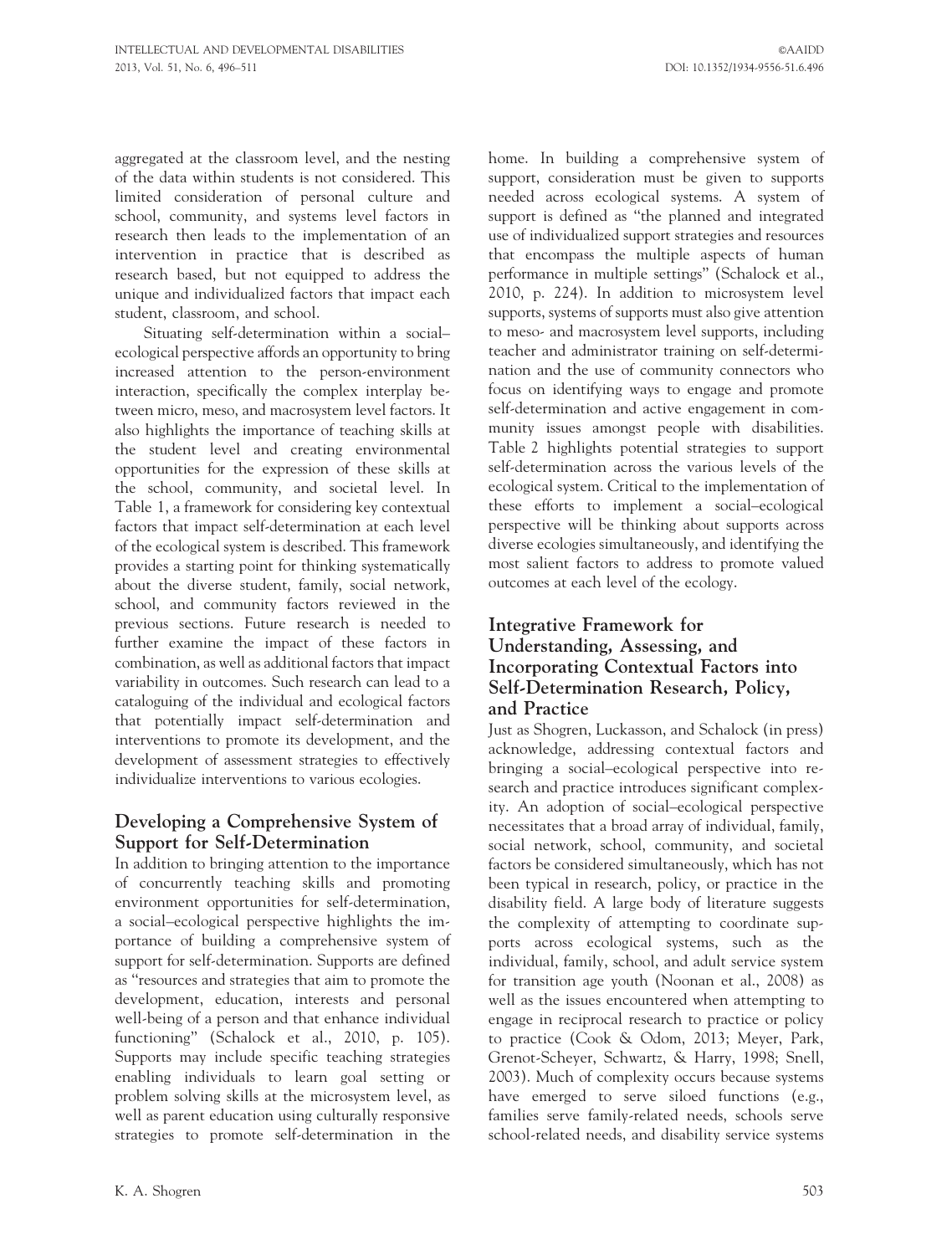aggregated at the classroom level, and the nesting of the data within students is not considered. This limited consideration of personal culture and school, community, and systems level factors in research then leads to the implementation of an intervention in practice that is described as research based, but not equipped to address the unique and individualized factors that impact each student, classroom, and school.

Situating self-determination within a social–ecological perspective affords an opportunity to bring increased attention to the person-environment interaction, specifically the complex interplay between micro, meso, and macrosystem level factors. It also highlights the importance of teaching skills at the student level and creating environmental opportunities for the expression of these skills at the school, community, and societal level. In Table 1, a framework for considering key contextual factors that impact self-determination at each level of the ecological system is described. This framework provides a starting point for thinking systematically about the diverse student, family, social network, school, and community factors reviewed in the previous sections. Future research is needed to further examine the impact of these factors in combination, as well as additional factors that impact variability in outcomes. Such research can lead to a cataloguing of the individual and ecological factors that potentially impact self-determination and interventions to promote its development, and the development of assessment strategies to effectively individualize interventions to various ecologies.

## Developing a Comprehensive System of Support for Self-Determination

In addition to bringing attention to the importance of concurrently teaching skills and promoting environment opportunities for self-determination, a social–ecological perspective highlights the importance of building a comprehensive system of support for self-determination. Supports are defined as "resources and strategies that aim to promote the development, education, interests and personal well-being of a person and that enhance individual functioning" (Schalock et al., 2010, p. 105). Supports may include specific teaching strategies enabling individuals to learn goal setting or problem solving skills at the microsystem level, as well as parent education using culturally responsive strategies to promote self-determination in the home. In building a comprehensive system of support, consideration must be given to supports needed across ecological systems. A system of support is defined as "the planned and integrated use of individualized support strategies and resources that encompass the multiple aspects of human performance in multiple settings" (Schalock et al., 2010, p. 224). In addition to microsystem level supports, systems of supports must also give attention to meso- and macrosystem level supports, including teacher and administrator training on self-determination and the use of community connectors who focus on identifying ways to engage and promote self-determination and active engagement in community issues amongst people with disabilities. Table 2 highlights potential strategies to support self-determination across the various levels of the ecological system. Critical to the implementation of these efforts to implement a social–ecological perspective will be thinking about supports across diverse ecologies simultaneously, and identifying the most salient factors to address to promote valued outcomes at each level of the ecology.

## Integrative Framework for Understanding, Assessing, and Incorporating Contextual Factors into Self-Determination Research, Policy, and Practice

Just as Shogren, Luckasson, and Schalock (in press) acknowledge, addressing contextual factors and bringing a social–ecological perspective into research and practice introduces significant complexity. An adoption of social–ecological perspective necessitates that a broad array of individual, family, social network, school, community, and societal factors be considered simultaneously, which has not been typical in research, policy, or practice in the disability field. A large body of literature suggests the complexity of attempting to coordinate supports across ecological systems, such as the individual, family, school, and adult service system for transition age youth (Noonan et al., 2008) as well as the issues encountered when attempting to engage in reciprocal research to practice or policy to practice (Cook & Odom, 2013; Meyer, Park, Grenot-Scheyer, Schwartz, & Harry, 1998; Snell, 2003). Much of complexity occurs because systems have emerged to serve siloed functions (e.g., families serve family-related needs, schools serve school-related needs, and disability service systems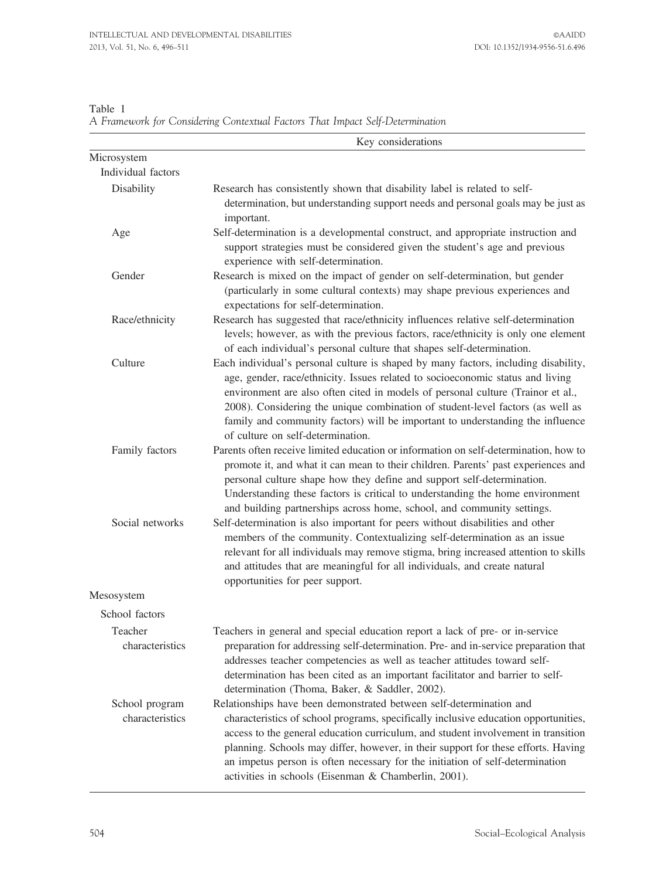Table 1

*A Framework for Considering Contextual Factors That Impact Self-Determination*

| | Key considerations |
|---|---|
| Microsystem | |
| Individual factors | |
| Disability | Research has consistently shown that disability label is related to self-determination, but understanding support needs and personal goals may be just as important. |
| Age | Self-determination is a developmental construct, and appropriate instruction and support strategies must be considered given the student's age and previous experience with self-determination. |
| Gender | Research is mixed on the impact of gender on self-determination, but gender (particularly in some cultural contexts) may shape previous experiences and expectations for self-determination. |
| Race/ethnicity | Research has suggested that race/ethnicity influences relative self-determination levels; however, as with the previous factors, race/ethnicity is only one element of each individual's personal culture that shapes self-determination. |
| Culture | Each individual's personal culture is shaped by many factors, including disability, age, gender, race/ethnicity. Issues related to socioeconomic status and living environment are also often cited in models of personal culture (Trainor et al., 2008). Considering the unique combination of student-level factors (as well as family and community factors) will be important to understanding the influence of culture on self-determination. |
| Family factors | Parents often receive limited education or information on self-determination, how to promote it, and what it can mean to their children. Parents' past experiences and personal culture shape how they define and support self-determination. Understanding these factors is critical to understanding the home environment and building partnerships across home, school, and community settings. |
| Social networks | Self-determination is also important for peers without disabilities and other members of the community. Contextualizing self-determination as an issue relevant for all individuals may remove stigma, bring increased attention to skills and attitudes that are meaningful for all individuals, and create natural opportunities for peer support. |
| Mesosystem | |
| School factors | |
| Teacher characteristics | Teachers in general and special education report a lack of pre- or in-service preparation for addressing self-determination. Pre- and in-service preparation that addresses teacher competencies as well as teacher attitudes toward self-determination has been cited as an important facilitator and barrier to self-determination (Thoma, Baker, & Saddler, 2002). |
| School program characteristics | Relationships have been demonstrated between self-determination and characteristics of school programs, specifically inclusive education opportunities, access to the general education curriculum, and student involvement in transition planning. Schools may differ, however, in their support for these efforts. Having an impetus person is often necessary for the initiation of self-determination activities in schools (Eisenman & Chamberlin, 2001). |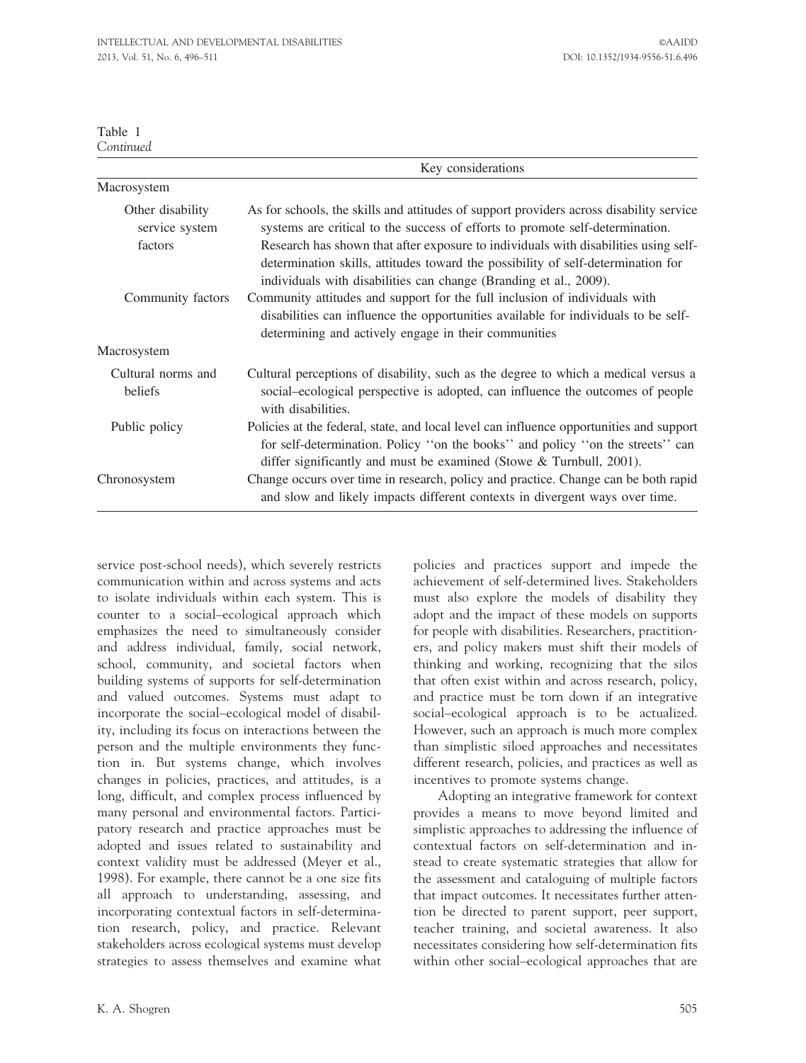Table 1
*Continued*

| | Key considerations |
|---|---|
| Macrosystem | |
| Other disability service system factors | As for schools, the skills and attitudes of support providers across disability service systems are critical to the success of efforts to promote self-determination. Research has shown that after exposure to individuals with disabilities using self-determination skills, attitudes toward the possibility of self-determination for individuals with disabilities can change (Branding et al., 2009). |
| Community factors | Community attitudes and support for the full inclusion of individuals with disabilities can influence the opportunities available for individuals to be self-determining and actively engage in their communities |
| Macrosystem | |
| Cultural norms and beliefs | Cultural perceptions of disability, such as the degree to which a medical versus a social–ecological perspective is adopted, can influence the outcomes of people with disabilities. |
| Public policy | Policies at the federal, state, and local level can influence opportunities and support for self-determination. Policy ''on the books'' and policy ''on the streets'' can differ significantly and must be examined (Stowe & Turnbull, 2001). |
| Chronosystem | Change occurs over time in research, policy and practice. Change can be both rapid and slow and likely impacts different contexts in divergent ways over time. |

service post-school needs), which severely restricts communication within and across systems and acts to isolate individuals within each system. This is counter to a social–ecological approach which emphasizes the need to simultaneously consider and address individual, family, social network, school, community, and societal factors when building systems of supports for self-determination and valued outcomes. Systems must adapt to incorporate the social–ecological model of disability, including its focus on interactions between the person and the multiple environments they function in. But systems change, which involves changes in policies, practices, and attitudes, is a long, difficult, and complex process influenced by many personal and environmental factors. Participatory research and practice approaches must be adopted and issues related to sustainability and context validity must be addressed (Meyer et al., 1998). For example, there cannot be a one size fits all approach to understanding, assessing, and incorporating contextual factors in self-determination research, policy, and practice. Relevant stakeholders across ecological systems must develop strategies to assess themselves and examine what policies and practices support and impede the achievement of self-determined lives. Stakeholders must also explore the models of disability they adopt and the impact of these models on supports for people with disabilities. Researchers, practitioners, and policy makers must shift their models of thinking and working, recognizing that the silos that often exist within and across research, policy, and practice must be torn down if an integrative social–ecological approach is to be actualized. However, such an approach is much more complex than simplistic siloed approaches and necessitates different research, policies, and practices as well as incentives to promote systems change.

Adopting an integrative framework for context provides a means to move beyond limited and simplistic approaches to addressing the influence of contextual factors on self-determination and instead to create systematic strategies that allow for the assessment and cataloguing of multiple factors that impact outcomes. It necessitates further attention be directed to parent support, peer support, teacher training, and societal awareness. It also necessitates considering how self-determination fits within other social–ecological approaches that are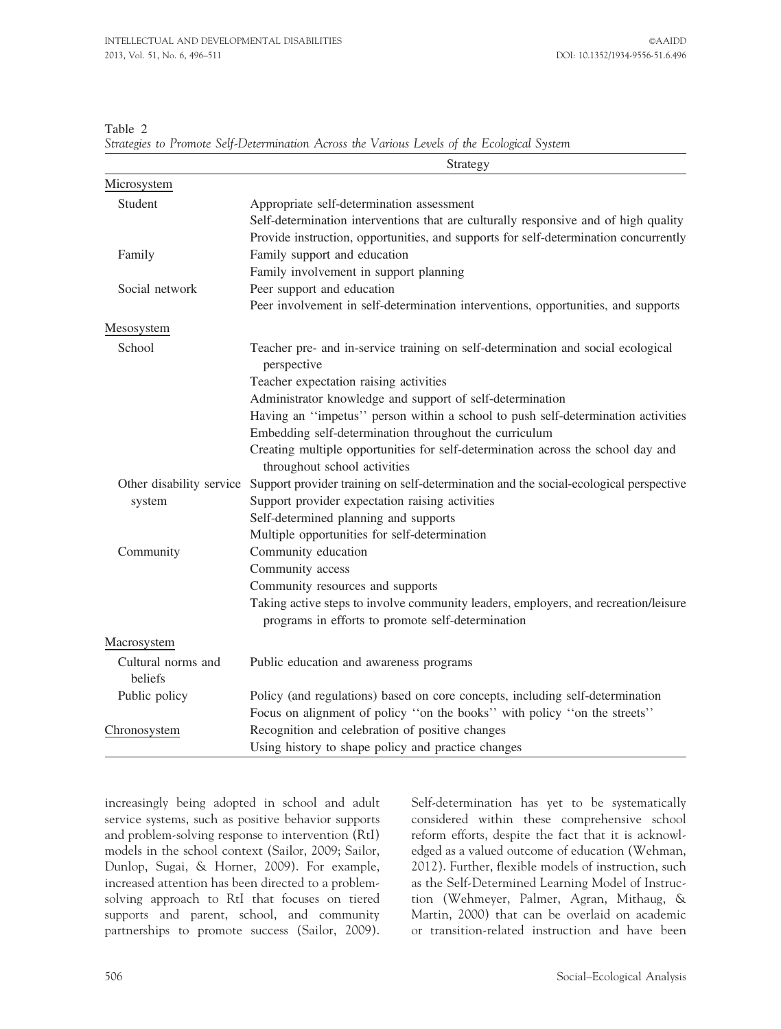Table 2
*Strategies to Promote Self-Determination Across the Various Levels of the Ecological System*

| | Strategy |
|---|---|
| Microsystem | |
| Student | Appropriate self-determination assessment |
| | Self-determination interventions that are culturally responsive and of high quality |
| | Provide instruction, opportunities, and supports for self-determination concurrently |
| Family | Family support and education |
| | Family involvement in support planning |
| Social network | Peer support and education |
| | Peer involvement in self-determination interventions, opportunities, and supports |
| Mesosystem | |
| School | Teacher pre- and in-service training on self-determination and social ecological perspective |
| | Teacher expectation raising activities |
| | Administrator knowledge and support of self-determination |
| | Having an ''impetus'' person within a school to push self-determination activities |
| | Embedding self-determination throughout the curriculum |
| | Creating multiple opportunities for self-determination across the school day and throughout school activities |
| Other disability service system | Support provider training on self-determination and the social-ecological perspective |
| | Support provider expectation raising activities |
| | Self-determined planning and supports |
| | Multiple opportunities for self-determination |
| Community | Community education |
| | Community access |
| | Community resources and supports |
| | Taking active steps to involve community leaders, employers, and recreation/leisure programs in efforts to promote self-determination |
| Macrosystem | |
| Cultural norms and beliefs | Public education and awareness programs |
| Public policy | Policy (and regulations) based on core concepts, including self-determination |
| | Focus on alignment of policy ''on the books'' with policy ''on the streets'' |
| Chronosystem | Recognition and celebration of positive changes |
| | Using history to shape policy and practice changes |

increasingly being adopted in school and adult service systems, such as positive behavior supports and problem-solving response to intervention (RtI) models in the school context (Sailor, 2009; Sailor, Dunlop, Sugai, & Horner, 2009). For example, increased attention has been directed to a problem-solving approach to RtI that focuses on tiered supports and parent, school, and community partnerships to promote success (Sailor, 2009). Self-determination has yet to be systematically considered within these comprehensive school reform efforts, despite the fact that it is acknowledged as a valued outcome of education (Wehman, 2012). Further, flexible models of instruction, such as the Self-Determined Learning Model of Instruction (Wehmeyer, Palmer, Agran, Mithaug, & Martin, 2000) that can be overlaid on academic or transition-related instruction and have been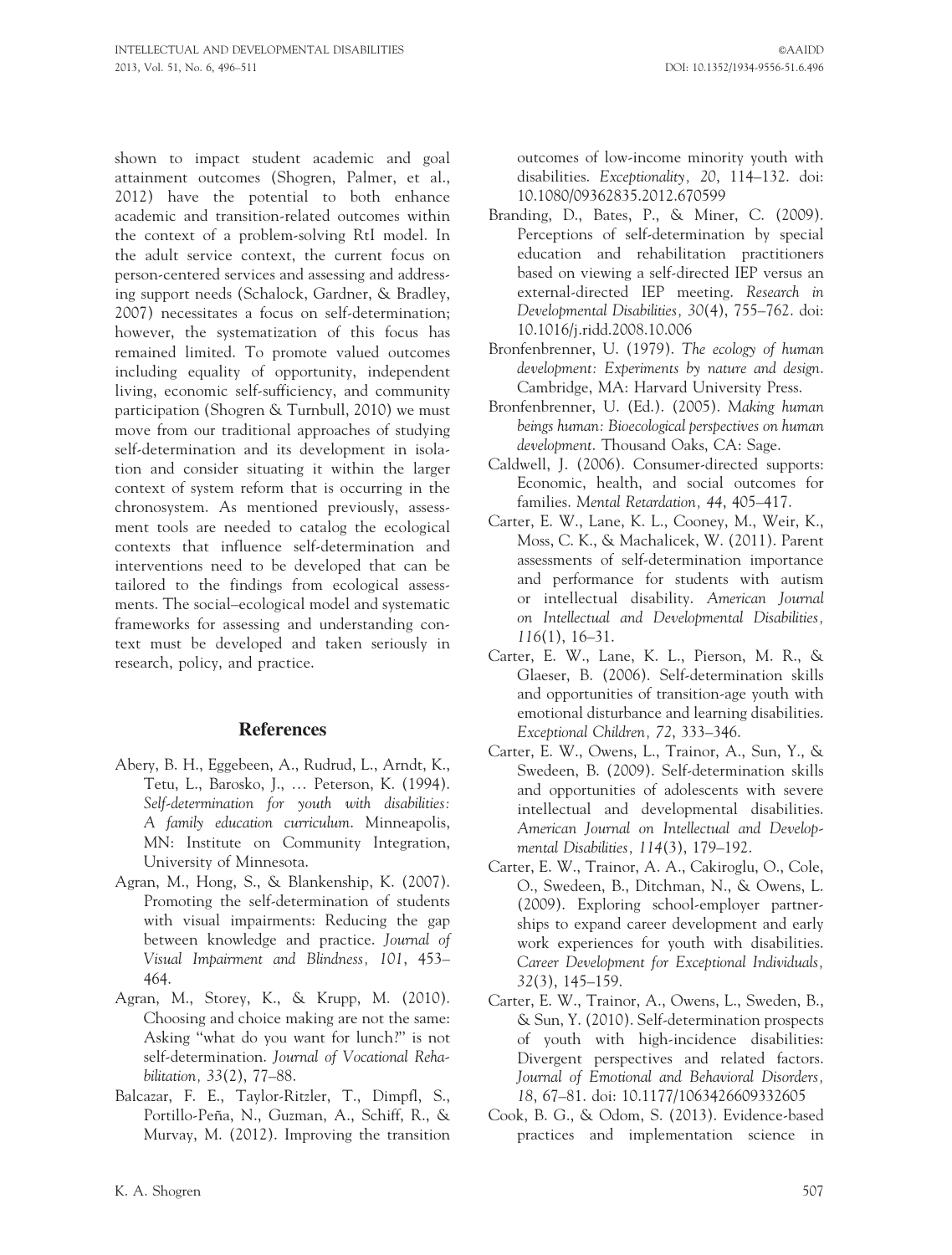shown to impact student academic and goal attainment outcomes (Shogren, Palmer, et al., 2012) have the potential to both enhance academic and transition-related outcomes within the context of a problem-solving RtI model. In the adult service context, the current focus on person-centered services and assessing and addressing support needs (Schalock, Gardner, & Bradley, 2007) necessitates a focus on self-determination; however, the systematization of this focus has remained limited. To promote valued outcomes including equality of opportunity, independent living, economic self-sufficiency, and community participation (Shogren & Turnbull, 2010) we must move from our traditional approaches of studying self-determination and its development in isolation and consider situating it within the larger context of system reform that is occurring in the chronosystem. As mentioned previously, assessment tools are needed to catalog the ecological contexts that influence self-determination and interventions need to be developed that can be tailored to the findings from ecological assessments. The social–ecological model and systematic frameworks for assessing and understanding context must be developed and taken seriously in research, policy, and practice.

## References

Abery, B. H., Eggebeen, A., Rudrud, L., Arndt, K., Tetu, L., Barosko, J., … Peterson, K. (1994). *Self-determination for youth with disabilities: A family education curriculum*. Minneapolis, MN: Institute on Community Integration, University of Minnesota.

Agran, M., Hong, S., & Blankenship, K. (2007). Promoting the self-determination of students with visual impairments: Reducing the gap between knowledge and practice. *Journal of Visual Impairment and Blindness, 101*, 453–464.

Agran, M., Storey, K., & Krupp, M. (2010). Choosing and choice making are not the same: Asking "what do you want for lunch?" is not self-determination. *Journal of Vocational Rehabilitation, 33*(2), 77–88.

Balcazar, F. E., Taylor-Ritzler, T., Dimpfl, S., Portillo-Peña, N., Guzman, A., Schiff, R., & Murvay, M. (2012). Improving the transition outcomes of low-income minority youth with disabilities. *Exceptionality, 20*, 114–132. doi: 10.1080/09362835.2012.670599

Branding, D., Bates, P., & Miner, C. (2009). Perceptions of self-determination by special education and rehabilitation practitioners based on viewing a self-directed IEP versus an external-directed IEP meeting. *Research in Developmental Disabilities, 30*(4), 755–762. doi: 10.1016/j.ridd.2008.10.006

Bronfenbrenner, U. (1979). *The ecology of human development: Experiments by nature and design*. Cambridge, MA: Harvard University Press.

Bronfenbrenner, U. (Ed.). (2005). *Making human beings human: Bioecological perspectives on human development*. Thousand Oaks, CA: Sage.

Caldwell, J. (2006). Consumer-directed supports: Economic, health, and social outcomes for families. *Mental Retardation, 44*, 405–417.

Carter, E. W., Lane, K. L., Cooney, M., Weir, K., Moss, C. K., & Machalicek, W. (2011). Parent assessments of self-determination importance and performance for students with autism or intellectual disability. *American Journal on Intellectual and Developmental Disabilities, 116*(1), 16–31.

Carter, E. W., Lane, K. L., Pierson, M. R., & Glaeser, B. (2006). Self-determination skills and opportunities of transition-age youth with emotional disturbance and learning disabilities. *Exceptional Children, 72*, 333–346.

Carter, E. W., Owens, L., Trainor, A., Sun, Y., & Swedeen, B. (2009). Self-determination skills and opportunities of adolescents with severe intellectual and developmental disabilities. *American Journal on Intellectual and Developmental Disabilities, 114*(3), 179–192.

Carter, E. W., Trainor, A. A., Cakiroglu, O., Cole, O., Swedeen, B., Ditchman, N., & Owens, L. (2009). Exploring school-employer partnerships to expand career development and early work experiences for youth with disabilities. *Career Development for Exceptional Individuals, 32*(3), 145–159.

Carter, E. W., Trainor, A., Owens, L., Sweden, B., & Sun, Y. (2010). Self-determination prospects of youth with high-incidence disabilities: Divergent perspectives and related factors. *Journal of Emotional and Behavioral Disorders, 18*, 67–81. doi: 10.1177/1063426609332605

Cook, B. G., & Odom, S. (2013). Evidence-based practices and implementation science in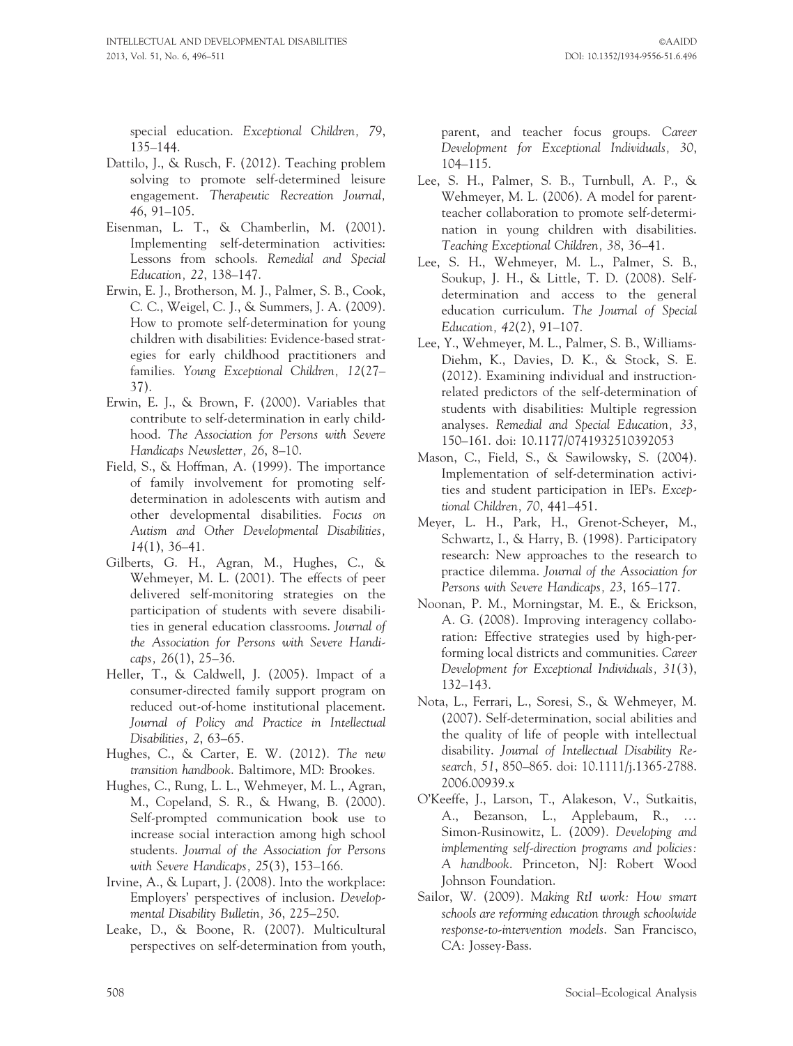special education. *Exceptional Children, 79*, 135–144.

Dattilo, J., & Rusch, F. (2012). Teaching problem solving to promote self-determined leisure engagement. *Therapeutic Recreation Journal, 46*, 91–105.

Eisenman, L. T., & Chamberlin, M. (2001). Implementing self-determination activities: Lessons from schools. *Remedial and Special Education, 22*, 138–147.

Erwin, E. J., Brotherson, M. J., Palmer, S. B., Cook, C. C., Weigel, C. J., & Summers, J. A. (2009). How to promote self-determination for young children with disabilities: Evidence-based strategies for early childhood practitioners and families. *Young Exceptional Children, 12*(27–37).

Erwin, E. J., & Brown, F. (2000). Variables that contribute to self-determination in early childhood. *The Association for Persons with Severe Handicaps Newsletter, 26*, 8–10.

Field, S., & Hoffman, A. (1999). The importance of family involvement for promoting self-determination in adolescents with autism and other developmental disabilities. *Focus on Autism and Other Developmental Disabilities, 14*(1), 36–41.

Gilberts, G. H., Agran, M., Hughes, C., & Wehmeyer, M. L. (2001). The effects of peer delivered self-monitoring strategies on the participation of students with severe disabilities in general education classrooms. *Journal of the Association for Persons with Severe Handicaps, 26*(1), 25–36.

Heller, T., & Caldwell, J. (2005). Impact of a consumer-directed family support program on reduced out-of-home institutional placement. *Journal of Policy and Practice in Intellectual Disabilities, 2*, 63–65.

Hughes, C., & Carter, E. W. (2012). *The new transition handbook*. Baltimore, MD: Brookes.

Hughes, C., Rung, L. L., Wehmeyer, M. L., Agran, M., Copeland, S. R., & Hwang, B. (2000). Self-prompted communication book use to increase social interaction among high school students. *Journal of the Association for Persons with Severe Handicaps, 25*(3), 153–166.

Irvine, A., & Lupart, J. (2008). Into the workplace: Employers' perspectives of inclusion. *Developmental Disability Bulletin, 36*, 225–250.

Leake, D., & Boone, R. (2007). Multicultural perspectives on self-determination from youth, parent, and teacher focus groups. *Career Development for Exceptional Individuals, 30*, 104–115.

Lee, S. H., Palmer, S. B., Turnbull, A. P., & Wehmeyer, M. L. (2006). A model for parent-teacher collaboration to promote self-determination in young children with disabilities. *Teaching Exceptional Children, 38*, 36–41.

Lee, S. H., Wehmeyer, M. L., Palmer, S. B., Soukup, J. H., & Little, T. D. (2008). Self-determination and access to the general education curriculum. *The Journal of Special Education, 42*(2), 91–107.

Lee, Y., Wehmeyer, M. L., Palmer, S. B., Williams-Diehm, K., Davies, D. K., & Stock, S. E. (2012). Examining individual and instruction-related predictors of the self-determination of students with disabilities: Multiple regression analyses. *Remedial and Special Education, 33*, 150–161. doi: 10.1177/0741932510392053

Mason, C., Field, S., & Sawilowsky, S. (2004). Implementation of self-determination activities and student participation in IEPs. *Exceptional Children, 70*, 441–451.

Meyer, L. H., Park, H., Grenot-Scheyer, M., Schwartz, I., & Harry, B. (1998). Participatory research: New approaches to the research to practice dilemma. *Journal of the Association for Persons with Severe Handicaps, 23*, 165–177.

Noonan, P. M., Morningstar, M. E., & Erickson, A. G. (2008). Improving interagency collaboration: Effective strategies used by high-performing local districts and communities. *Career Development for Exceptional Individuals, 31*(3), 132–143.

Nota, L., Ferrari, L., Soresi, S., & Wehmeyer, M. (2007). Self-determination, social abilities and the quality of life of people with intellectual disability. *Journal of Intellectual Disability Research, 51*, 850–865. doi: 10.1111/j.1365-2788.2006.00939.x

O'Keeffe, J., Larson, T., Alakeson, V., Sutkaitis, A., Bezanson, L., Applebaum, R., … Simon-Rusinowitz, L. (2009). *Developing and implementing self-direction programs and policies: A handbook*. Princeton, NJ: Robert Wood Johnson Foundation.

Sailor, W. (2009). *Making RtI work: How smart schools are reforming education through schoolwide response-to-intervention models*. San Francisco, CA: Jossey-Bass.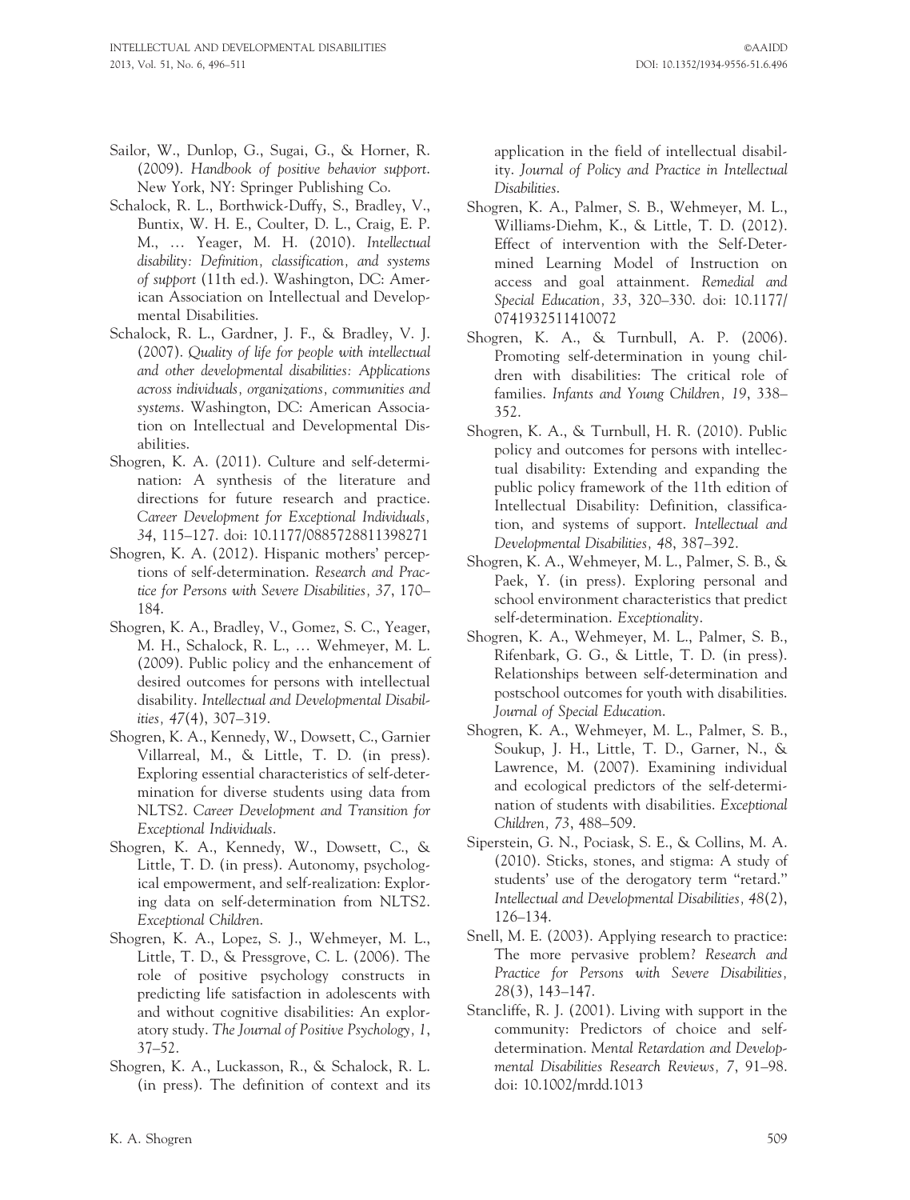Sailor, W., Dunlop, G., Sugai, G., & Horner, R. (2009). *Handbook of positive behavior support*. New York, NY: Springer Publishing Co.

Schalock, R. L., Borthwick-Duffy, S., Bradley, V., Buntix, W. H. E., Coulter, D. L., Craig, E. P. M., … Yeager, M. H. (2010). *Intellectual disability: Definition, classification, and systems of support* (11th ed.). Washington, DC: American Association on Intellectual and Developmental Disabilities.

Schalock, R. L., Gardner, J. F., & Bradley, V. J. (2007). *Quality of life for people with intellectual and other developmental disabilities: Applications across individuals, organizations, communities and systems*. Washington, DC: American Association on Intellectual and Developmental Disabilities.

Shogren, K. A. (2011). Culture and self-determination: A synthesis of the literature and directions for future research and practice. *Career Development for Exceptional Individuals, 34*, 115–127. doi: 10.1177/0885728811398271

Shogren, K. A. (2012). Hispanic mothers' perceptions of self-determination. *Research and Practice for Persons with Severe Disabilities, 37*, 170–184.

Shogren, K. A., Bradley, V., Gomez, S. C., Yeager, M. H., Schalock, R. L., … Wehmeyer, M. L. (2009). Public policy and the enhancement of desired outcomes for persons with intellectual disability. *Intellectual and Developmental Disabilities, 47*(4), 307–319.

Shogren, K. A., Kennedy, W., Dowsett, C., Garnier Villarreal, M., & Little, T. D. (in press). Exploring essential characteristics of self-determination for diverse students using data from NLTS2. *Career Development and Transition for Exceptional Individuals*.

Shogren, K. A., Kennedy, W., Dowsett, C., & Little, T. D. (in press). Autonomy, psychological empowerment, and self-realization: Exploring data on self-determination from NLTS2. *Exceptional Children*.

Shogren, K. A., Lopez, S. J., Wehmeyer, M. L., Little, T. D., & Pressgrove, C. L. (2006). The role of positive psychology constructs in predicting life satisfaction in adolescents with and without cognitive disabilities: An exploratory study. *The Journal of Positive Psychology, 1*, 37–52.

Shogren, K. A., Luckasson, R., & Schalock, R. L. (in press). The definition of context and its application in the field of intellectual disability. *Journal of Policy and Practice in Intellectual Disabilities*.

Shogren, K. A., Palmer, S. B., Wehmeyer, M. L., Williams-Diehm, K., & Little, T. D. (2012). Effect of intervention with the Self-Determined Learning Model of Instruction on access and goal attainment. *Remedial and Special Education, 33*, 320–330. doi: 10.1177/0741932511410072

Shogren, K. A., & Turnbull, A. P. (2006). Promoting self-determination in young children with disabilities: The critical role of families. *Infants and Young Children, 19*, 338–352.

Shogren, K. A., & Turnbull, H. R. (2010). Public policy and outcomes for persons with intellectual disability: Extending and expanding the public policy framework of the 11th edition of Intellectual Disability: Definition, classification, and systems of support. *Intellectual and Developmental Disabilities, 48*, 387–392.

Shogren, K. A., Wehmeyer, M. L., Palmer, S. B., & Paek, Y. (in press). Exploring personal and school environment characteristics that predict self-determination. *Exceptionality*.

Shogren, K. A., Wehmeyer, M. L., Palmer, S. B., Rifenbark, G. G., & Little, T. D. (in press). Relationships between self-determination and postschool outcomes for youth with disabilities. *Journal of Special Education*.

Shogren, K. A., Wehmeyer, M. L., Palmer, S. B., Soukup, J. H., Little, T. D., Garner, N., & Lawrence, M. (2007). Examining individual and ecological predictors of the self-determination of students with disabilities. *Exceptional Children, 73*, 488–509.

Siperstein, G. N., Pociask, S. E., & Collins, M. A. (2010). Sticks, stones, and stigma: A study of students' use of the derogatory term "retard." *Intellectual and Developmental Disabilities, 48*(2), 126–134.

Snell, M. E. (2003). Applying research to practice: The more pervasive problem? *Research and Practice for Persons with Severe Disabilities, 28*(3), 143–147.

Stancliffe, R. J. (2001). Living with support in the community: Predictors of choice and self-determination. *Mental Retardation and Developmental Disabilities Research Reviews, 7*, 91–98. doi: 10.1002/mrdd.1013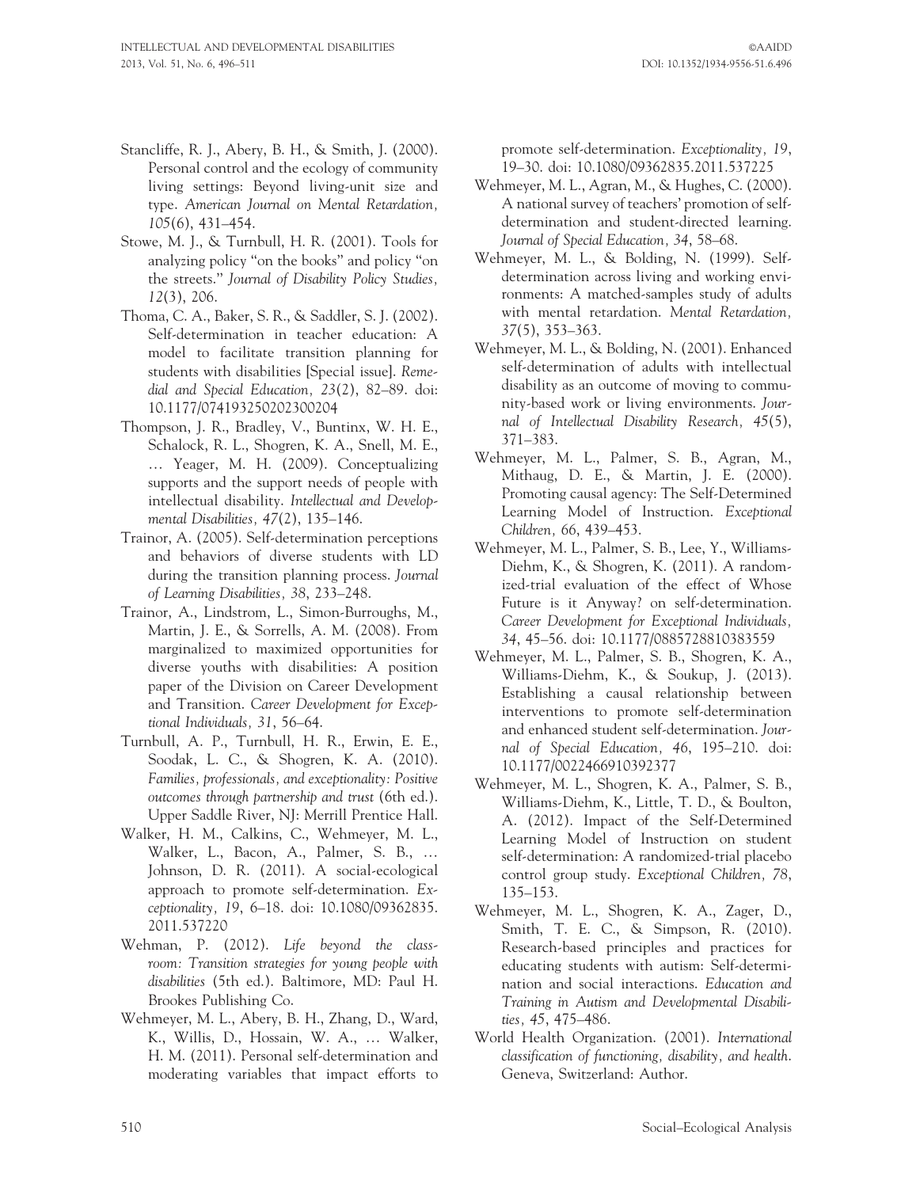Stancliffe, R. J., Abery, B. H., & Smith, J. (2000). Personal control and the ecology of community living settings: Beyond living-unit size and type. *American Journal on Mental Retardation, 105*(6), 431–454.

Stowe, M. J., & Turnbull, H. R. (2001). Tools for analyzing policy "on the books" and policy "on the streets." *Journal of Disability Policy Studies, 12*(3), 206.

Thoma, C. A., Baker, S. R., & Saddler, S. J. (2002). Self-determination in teacher education: A model to facilitate transition planning for students with disabilities [Special issue]. *Remedial and Special Education, 23*(2), 82–89. doi: 10.1177/074193250202300204

Thompson, J. R., Bradley, V., Buntinx, W. H. E., Schalock, R. L., Shogren, K. A., Snell, M. E., … Yeager, M. H. (2009). Conceptualizing supports and the support needs of people with intellectual disability. *Intellectual and Developmental Disabilities, 47*(2), 135–146.

Trainor, A. (2005). Self-determination perceptions and behaviors of diverse students with LD during the transition planning process. *Journal of Learning Disabilities, 38*, 233–248.

Trainor, A., Lindstrom, L., Simon-Burroughs, M., Martin, J. E., & Sorrells, A. M. (2008). From marginalized to maximized opportunities for diverse youths with disabilities: A position paper of the Division on Career Development and Transition. *Career Development for Exceptional Individuals, 31*, 56–64.

Turnbull, A. P., Turnbull, H. R., Erwin, E. E., Soodak, L. C., & Shogren, K. A. (2010). *Families, professionals, and exceptionality: Positive outcomes through partnership and trust* (6th ed.). Upper Saddle River, NJ: Merrill Prentice Hall.

Walker, H. M., Calkins, C., Wehmeyer, M. L., Walker, L., Bacon, A., Palmer, S. B., … Johnson, D. R. (2011). A social-ecological approach to promote self-determination. *Exceptionality, 19*, 6–18. doi: 10.1080/09362835.2011.537220

Wehman, P. (2012). *Life beyond the classroom: Transition strategies for young people with disabilities* (5th ed.). Baltimore, MD: Paul H. Brookes Publishing Co.

Wehmeyer, M. L., Abery, B. H., Zhang, D., Ward, K., Willis, D., Hossain, W. A., … Walker, H. M. (2011). Personal self-determination and moderating variables that impact efforts to promote self-determination. *Exceptionality, 19*, 19–30. doi: 10.1080/09362835.2011.537225

Wehmeyer, M. L., Agran, M., & Hughes, C. (2000). A national survey of teachers' promotion of self-determination and student-directed learning. *Journal of Special Education, 34*, 58–68.

Wehmeyer, M. L., & Bolding, N. (1999). Self-determination across living and working environments: A matched-samples study of adults with mental retardation. *Mental Retardation, 37*(5), 353–363.

Wehmeyer, M. L., & Bolding, N. (2001). Enhanced self-determination of adults with intellectual disability as an outcome of moving to community-based work or living environments. *Journal of Intellectual Disability Research, 45*(5), 371–383.

Wehmeyer, M. L., Palmer, S. B., Agran, M., Mithaug, D. E., & Martin, J. E. (2000). Promoting causal agency: The Self-Determined Learning Model of Instruction. *Exceptional Children, 66*, 439–453.

Wehmeyer, M. L., Palmer, S. B., Lee, Y., Williams-Diehm, K., & Shogren, K. (2011). A randomized-trial evaluation of the effect of Whose Future is it Anyway? on self-determination. *Career Development for Exceptional Individuals, 34*, 45–56. doi: 10.1177/0885728810383559

Wehmeyer, M. L., Palmer, S. B., Shogren, K. A., Williams-Diehm, K., & Soukup, J. (2013). Establishing a causal relationship between interventions to promote self-determination and enhanced student self-determination. *Journal of Special Education, 46*, 195–210. doi: 10.1177/0022466910392377

Wehmeyer, M. L., Shogren, K. A., Palmer, S. B., Williams-Diehm, K., Little, T. D., & Boulton, A. (2012). Impact of the Self-Determined Learning Model of Instruction on student self-determination: A randomized-trial placebo control group study. *Exceptional Children, 78*, 135–153.

Wehmeyer, M. L., Shogren, K. A., Zager, D., Smith, T. E. C., & Simpson, R. (2010). Research-based principles and practices for educating students with autism: Self-determination and social interactions. *Education and Training in Autism and Developmental Disabilities, 45*, 475–486.

World Health Organization. (2001). *International classification of functioning, disability, and health*. Geneva, Switzerland: Author.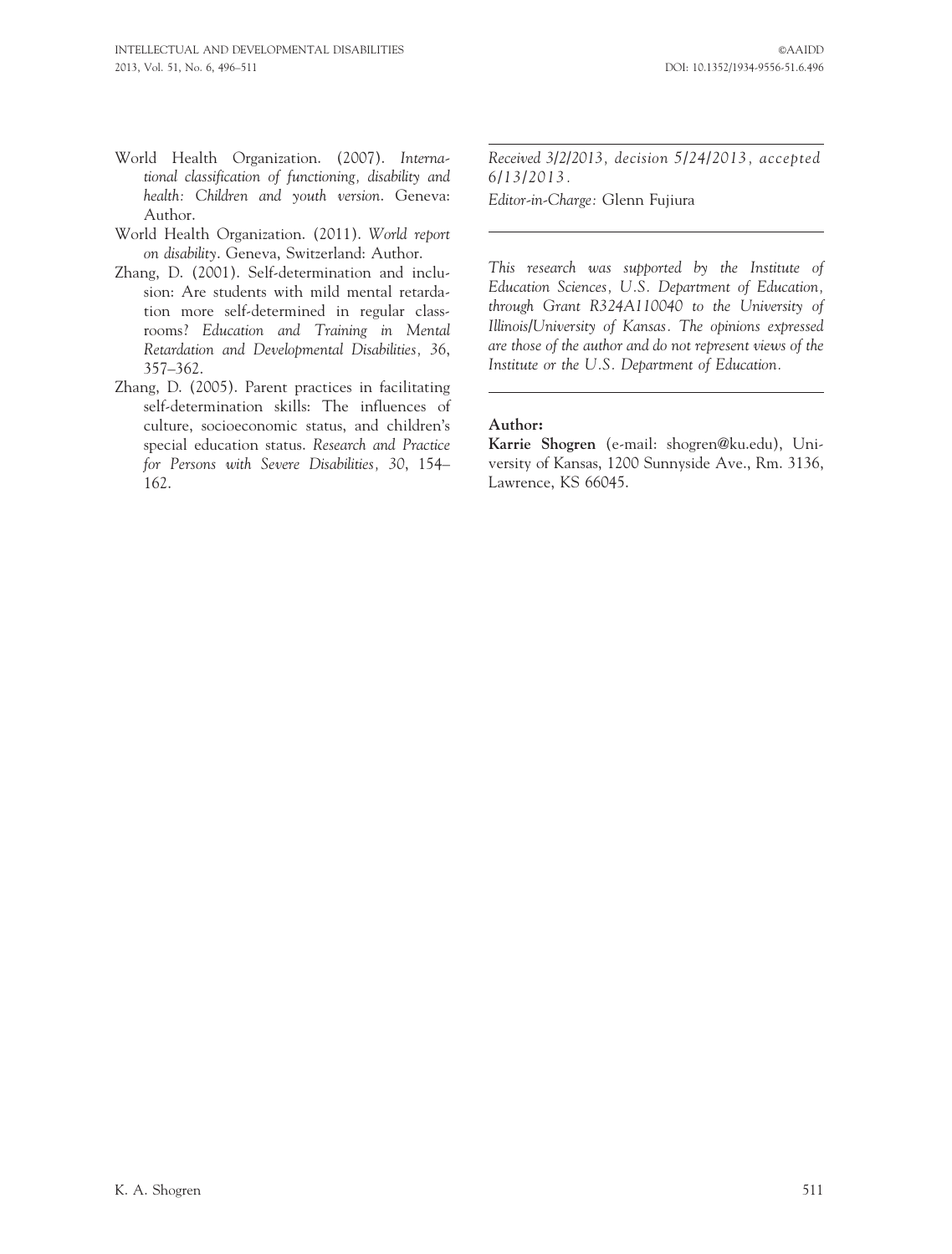World Health Organization. (2007). *International classification of functioning, disability and health: Children and youth version*. Geneva: Author.

World Health Organization. (2011). *World report on disability*. Geneva, Switzerland: Author.

Zhang, D. (2001). Self-determination and inclusion: Are students with mild mental retardation more self-determined in regular classrooms? *Education and Training in Mental Retardation and Developmental Disabilities, 36*, 357–362.

Zhang, D. (2005). Parent practices in facilitating self-determination skills: The influences of culture, socioeconomic status, and children's special education status. *Research and Practice for Persons with Severe Disabilities, 30*, 154–162.

---

*Received 3/2/2013, decision 5/24/2013, accepted 6/13/2013.*

*Editor-in-Charge:* Glenn Fujiura

---

*This research was supported by the Institute of Education Sciences, U.S. Department of Education, through Grant R324A110040 to the University of Illinois/University of Kansas. The opinions expressed are those of the author and do not represent views of the Institute or the U.S. Department of Education.*

---

**Author:**

**Karrie Shogren** (e-mail: shogren@ku.edu), University of Kansas, 1200 Sunnyside Ave., Rm. 3136, Lawrence, KS 66045.